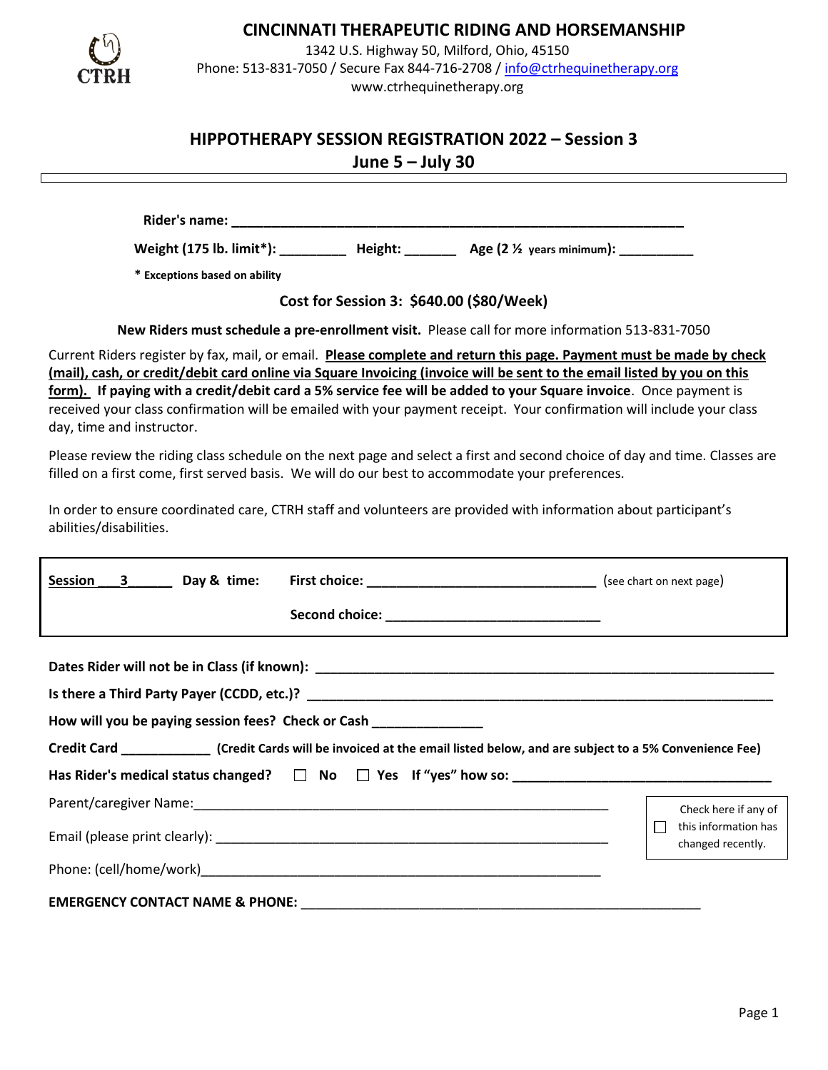# CINCINNATI THERAPEUTIC RIDING AND HORSEMANSHIP

1342 U.S. Highway 50, Milford, Ohio, 45150
Phone: 513-831-7050 / Secure Fax 844-716-2708 / info@ctrhequinetherapy.org
www.ctrhequinetherapy.org

## HIPPOTHERAPY SESSION REGISTRATION 2022 – Session 3
## June 5 – July 30

**Rider's name: ______________________________________________________________**

**Weight (175 lb. limit*): _________ Height: _______ Age (2 ½ years minimum): __________**

**\* Exceptions based on ability**

**Cost for Session 3: $640.00 ($80/Week)**

**New Riders must schedule a pre-enrollment visit.** Please call for more information 513-831-7050

Current Riders register by fax, mail, or email. **Please complete and return this page. Payment must be made by check (mail), cash, or credit/debit card online via Square Invoicing (invoice will be sent to the email listed by you on this form). If paying with a credit/debit card a 5% service fee will be added to your Square invoice**. Once payment is received your class confirmation will be emailed with your payment receipt. Your confirmation will include your class day, time and instructor.

Please review the riding class schedule on the next page and select a first and second choice of day and time. Classes are filled on a first come, first served basis. We will do our best to accommodate your preferences.

In order to ensure coordinated care, CTRH staff and volunteers are provided with information about participant's abilities/disabilities.

**Session ___3______ Day & time: First choice: _______________________________** (see chart on next page)

**Second choice: _____________________________**

**Dates Rider will not be in Class (if known): _______________________________________________________________**

**Is there a Third Party Payer (CCDD, etc.)? _________________________________________________________________**

**How will you be paying session fees? Check or Cash _______________**

**Credit Card ____________ (Credit Cards will be invoiced at the email listed below, and are subject to a 5% Convenience Fee)**

**Has Rider's medical status changed? ☐ No ☐ Yes If "yes" how so: ___________________________________**

Parent/caregiver Name:___________________________________________________________

Email (please print clearly): _______________________________________________________

Phone: (cell/home/work)_________________________________________________________

☐ Check here if any of this information has changed recently.

**EMERGENCY CONTACT NAME & PHONE:** _______________________________________________________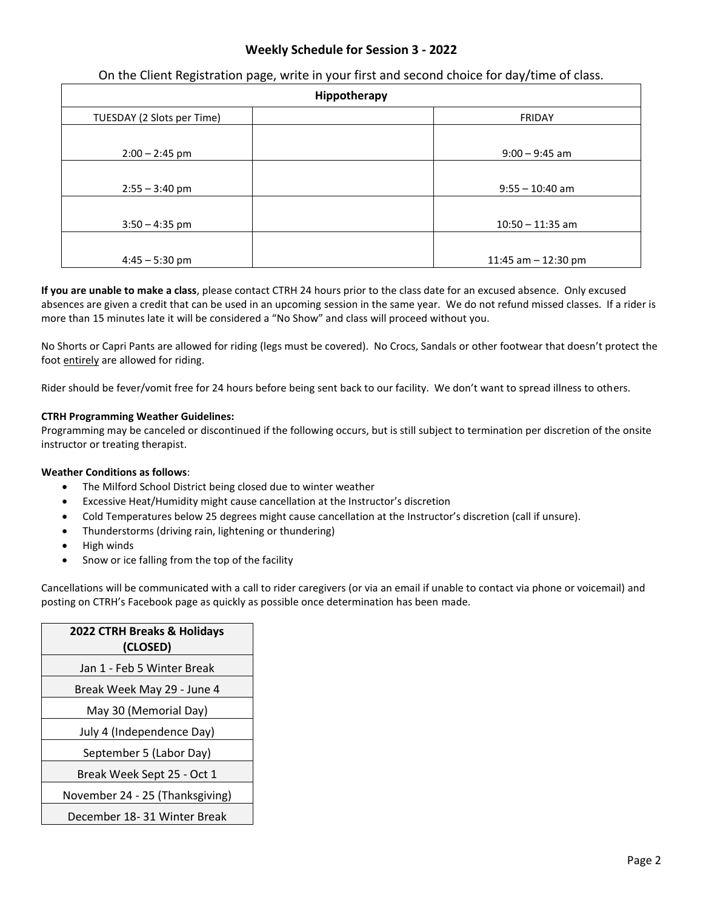## Weekly Schedule for Session 3 - 2022

On the Client Registration page, write in your first and second choice for day/time of class.

| Hippotherapy | | |
|---|---|---|
| TUESDAY (2 Slots per Time) | | FRIDAY |
| 2:00 – 2:45 pm | | 9:00 – 9:45 am |
| 2:55 – 3:40 pm | | 9:55 – 10:40 am |
| 3:50 – 4:35 pm | | 10:50 – 11:35 am |
| 4:45 – 5:30 pm | | 11:45 am – 12:30 pm |

**If you are unable to make a class**, please contact CTRH 24 hours prior to the class date for an excused absence. Only excused absences are given a credit that can be used in an upcoming session in the same year. We do not refund missed classes. If a rider is more than 15 minutes late it will be considered a "No Show" and class will proceed without you.

No Shorts or Capri Pants are allowed for riding (legs must be covered). No Crocs, Sandals or other footwear that doesn't protect the foot entirely are allowed for riding.

Rider should be fever/vomit free for 24 hours before being sent back to our facility. We don't want to spread illness to others.

**CTRH Programming Weather Guidelines:**
Programming may be canceled or discontinued if the following occurs, but is still subject to termination per discretion of the onsite instructor or treating therapist.

**Weather Conditions as follows**:

- The Milford School District being closed due to winter weather
- Excessive Heat/Humidity might cause cancellation at the Instructor's discretion
- Cold Temperatures below 25 degrees might cause cancellation at the Instructor's discretion (call if unsure).
- Thunderstorms (driving rain, lightening or thundering)
- High winds
- Snow or ice falling from the top of the facility

Cancellations will be communicated with a call to rider caregivers (or via an email if unable to contact via phone or voicemail) and posting on CTRH's Facebook page as quickly as possible once determination has been made.

| 2022 CTRH Breaks & Holidays (CLOSED) |
|---|
| Jan 1 - Feb 5 Winter Break |
| Break Week May 29 - June 4 |
| May 30 (Memorial Day) |
| July 4 (Independence Day) |
| September 5 (Labor Day) |
| Break Week Sept 25 - Oct 1 |
| November 24 - 25 (Thanksgiving) |
| December 18- 31 Winter Break |